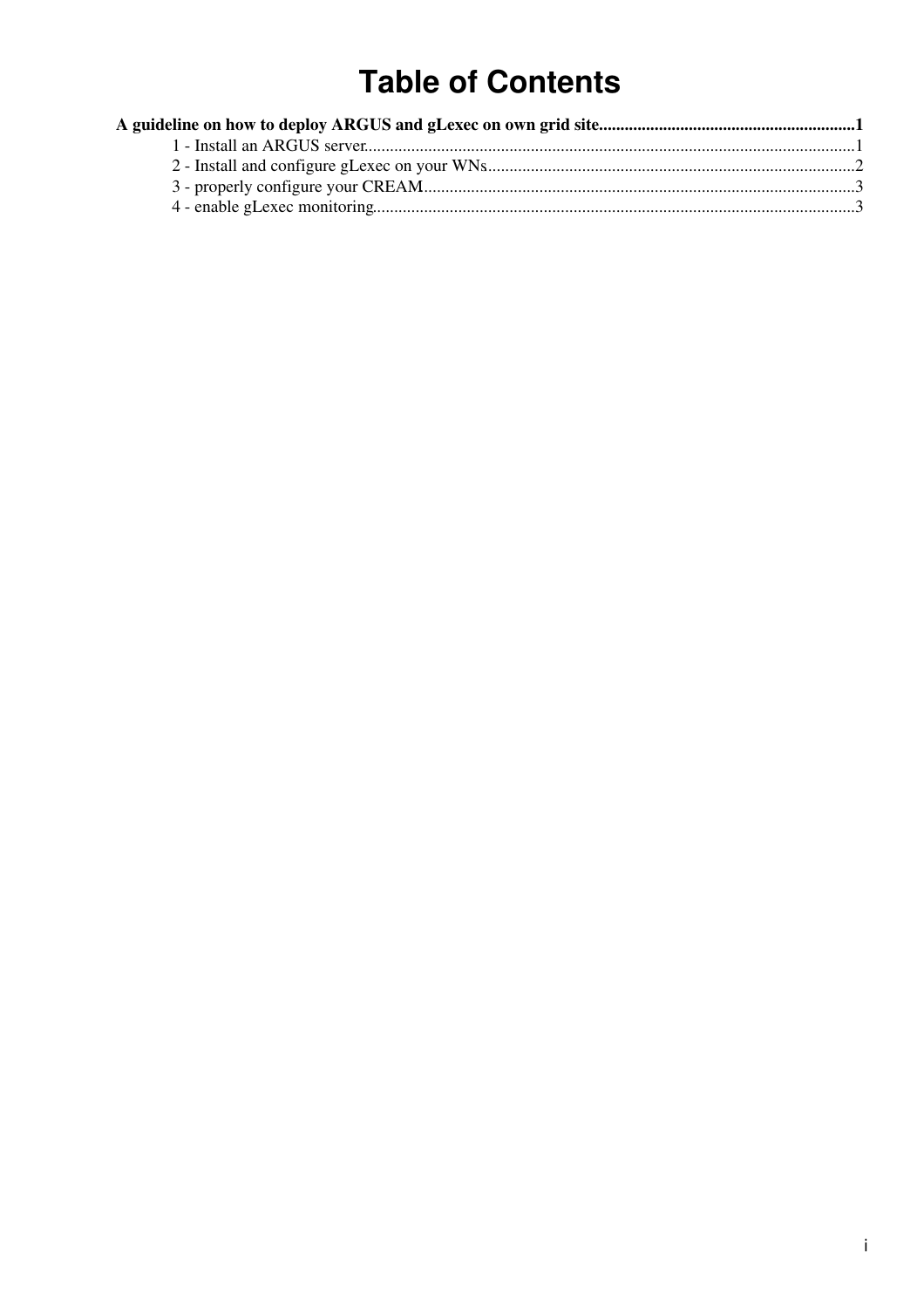# Table of Contents

**A guideline on how to deploy ARGUS and gLexec on own grid site**............................................................1

- 1 - Install an ARGUS server.................................................................................................................1
- 2 - Install and configure gLexec on your WNs......................................................................................2
- 3 - properly configure your CREAM.....................................................................................................3
- 4 - enable gLexec monitoring................................................................................................................3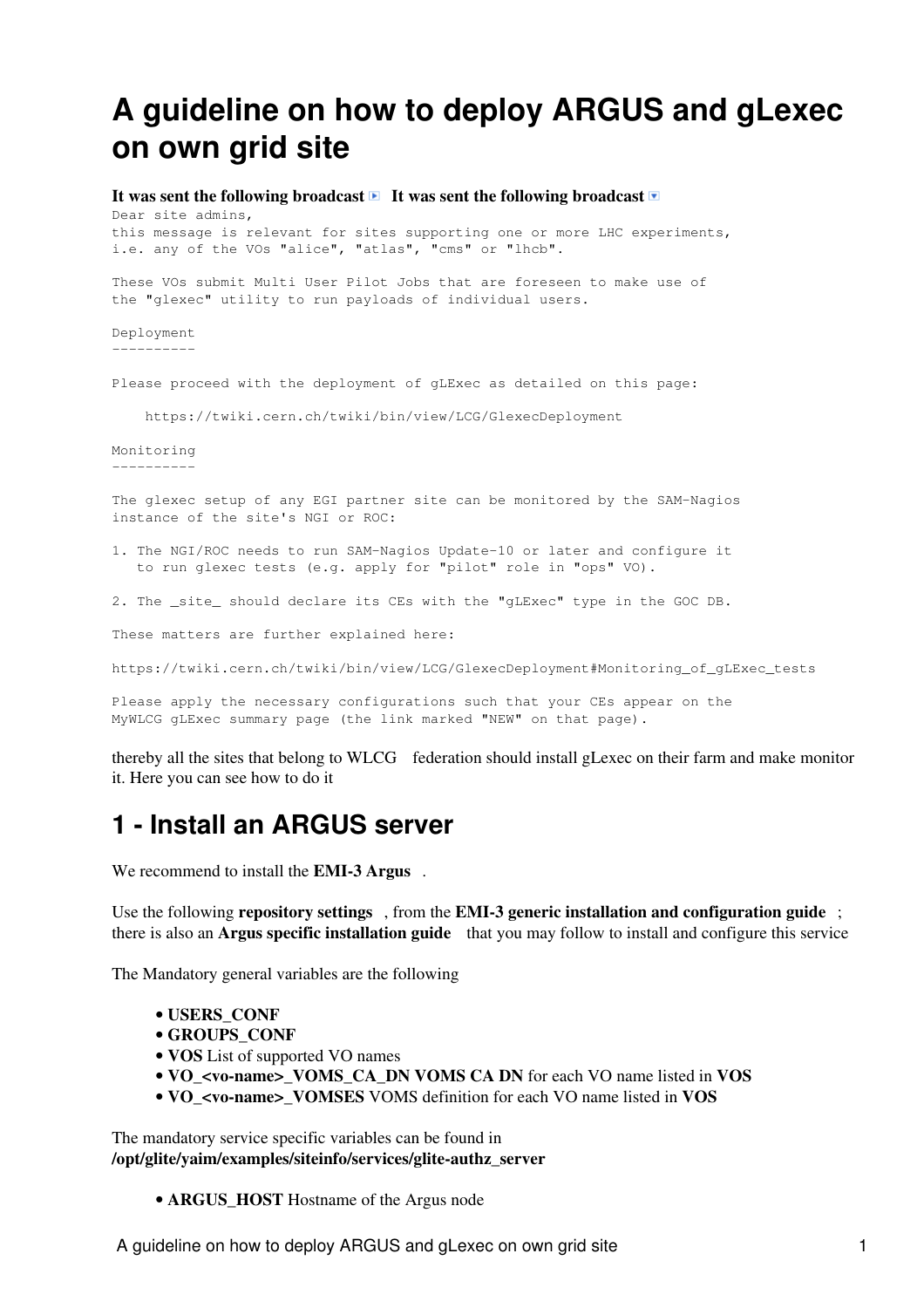# A guideline on how to deploy ARGUS and gLexec on own grid site

**It was sent the following broadcast** ▶ **It was sent the following broadcast** ▼

```
Dear site admins,
this message is relevant for sites supporting one or more LHC experiments,
i.e. any of the VOs "alice", "atlas", "cms" or "lhcb".

These VOs submit Multi User Pilot Jobs that are foreseen to make use of
the "glexec" utility to run payloads of individual users.

Deployment
----------

Please proceed with the deployment of gLExec as detailed on this page:

    https://twiki.cern.ch/twiki/bin/view/LCG/GlexecDeployment

Monitoring
----------

The glexec setup of any EGI partner site can be monitored by the SAM-Nagios
instance of the site's NGI or ROC:

1. The NGI/ROC needs to run SAM-Nagios Update-10 or later and configure it
   to run glexec tests (e.g. apply for "pilot" role in "ops" VO).

2. The _site_ should declare its CEs with the "gLExec" type in the GOC DB.

These matters are further explained here:

https://twiki.cern.ch/twiki/bin/view/LCG/GlexecDeployment#Monitoring_of_gLExec_tests

Please apply the necessary configurations such that your CEs appear on the
MyWLCG gLExec summary page (the link marked "NEW" on that page).
```

thereby all the sites that belong to WLCG federation should install gLexec on their farm and make monitor it. Here you can see how to do it

## 1 - Install an ARGUS server

We recommend to install the **EMI-3 Argus** .

Use the following **repository settings** , from the **EMI-3 generic installation and configuration guide** ; there is also an **Argus specific installation guide** that you may follow to install and configure this service

The Mandatory general variables are the following

- **USERS_CONF**
- **GROUPS_CONF**
- **VOS** List of supported VO names
- **VO_<vo-name>_VOMS_CA_DN VOMS CA DN** for each VO name listed in **VOS**
- **VO_<vo-name>_VOMSES** VOMS definition for each VO name listed in **VOS**

The mandatory service specific variables can be found in **/opt/glite/yaim/examples/siteinfo/services/glite-authz_server**

- **ARGUS_HOST** Hostname of the Argus node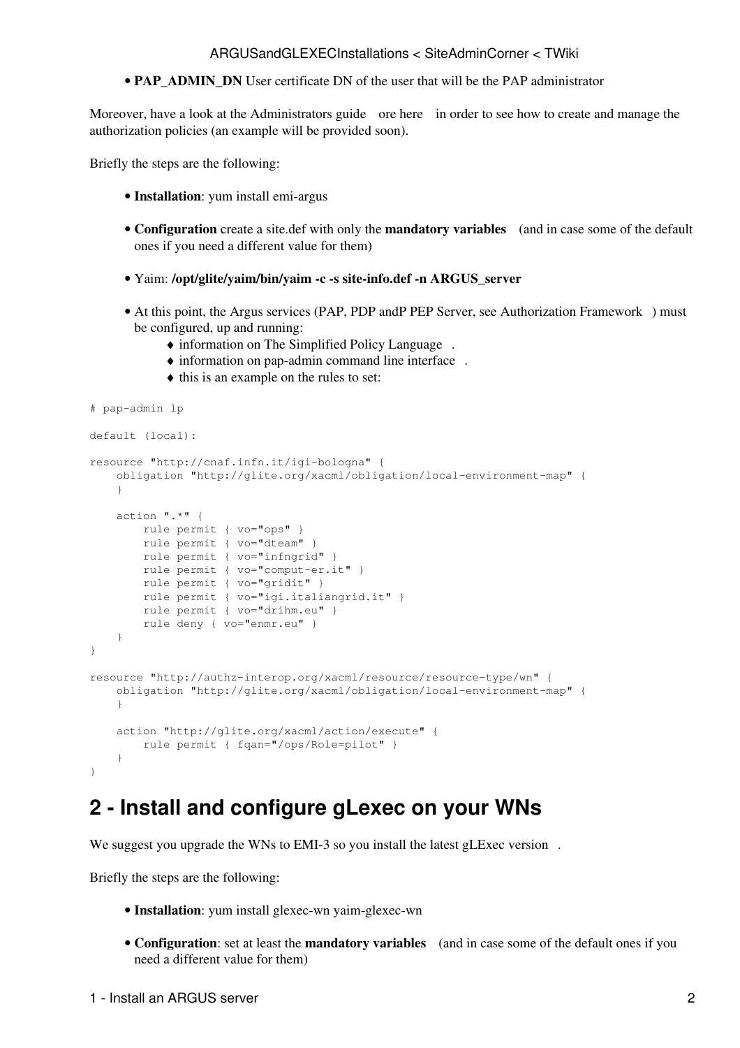- **PAP_ADMIN_DN** User certificate DN of the user that will be the PAP administrator

Moreover, have a look at the Administrators guide ore here in order to see how to create and manage the authorization policies (an example will be provided soon).

Briefly the steps are the following:

- **Installation**: yum install emi-argus
- **Configuration** create a site.def with only the **mandatory variables** (and in case some of the default ones if you need a different value for them)
- Yaim: **/opt/glite/yaim/bin/yaim -c -s site-info.def -n ARGUS_server**
- At this point, the Argus services (PAP, PDP andP PEP Server, see Authorization Framework ) must be configured, up and running:
    - information on The Simplified Policy Language .
    - information on pap-admin command line interface .
    - this is an example on the rules to set:

```
# pap-admin lp

default (local):

resource "http://cnaf.infn.it/igi-bologna" {
    obligation "http://glite.org/xacml/obligation/local-environment-map" {
    }

    action ".*" {
        rule permit { vo="ops" }
        rule permit { vo="dteam" }
        rule permit { vo="infngrid" }
        rule permit { vo="comput-er.it" }
        rule permit { vo="gridit" }
        rule permit { vo="igi.italiangrid.it" }
        rule permit { vo="drihm.eu" }
        rule deny { vo="enmr.eu" }
    }
}

resource "http://authz-interop.org/xacml/resource/resource-type/wn" {
    obligation "http://glite.org/xacml/obligation/local-environment-map" {
    }

    action "http://glite.org/xacml/action/execute" {
        rule permit { fqan="/ops/Role=pilot" }
    }
}
```

## 2 - Install and configure gLexec on your WNs

We suggest you upgrade the WNs to EMI-3 so you install the latest gLExec version .

Briefly the steps are the following:

- **Installation**: yum install glexec-wn yaim-glexec-wn
- **Configuration**: set at least the **mandatory variables** (and in case some of the default ones if you need a different value for them)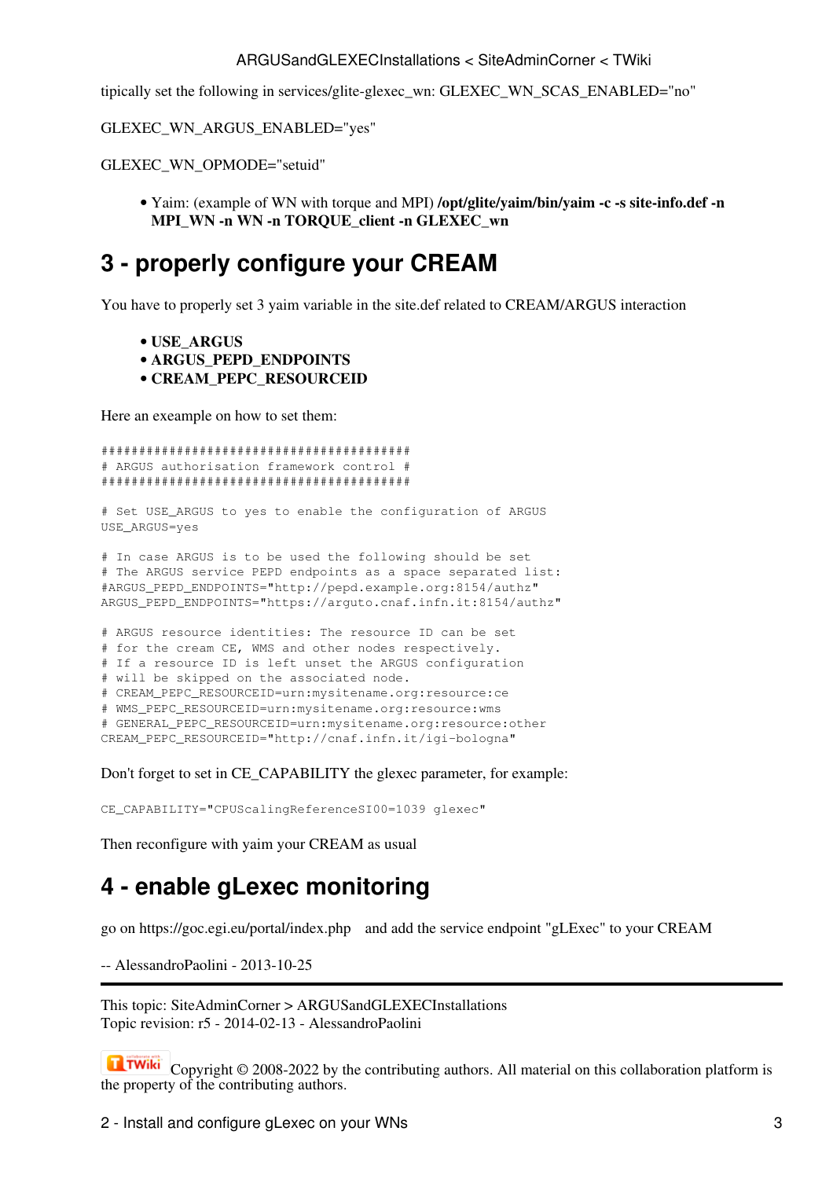tipically set the following in services/glite-glexec_wn: GLEXEC_WN_SCAS_ENABLED="no"

GLEXEC_WN_ARGUS_ENABLED="yes"

GLEXEC_WN_OPMODE="setuid"

- Yaim: (example of WN with torque and MPI) **/opt/glite/yaim/bin/yaim -c -s site-info.def -n MPI_WN -n WN -n TORQUE_client -n GLEXEC_wn**

# 3 - properly configure your CREAM

You have to properly set 3 yaim variable in the site.def related to CREAM/ARGUS interaction

- **USE_ARGUS**
- **ARGUS_PEPD_ENDPOINTS**
- **CREAM_PEPC_RESOURCEID**

Here an exeample on how to set them:

```
########################################
# ARGUS authorisation framework control #
########################################

# Set USE_ARGUS to yes to enable the configuration of ARGUS
USE_ARGUS=yes

# In case ARGUS is to be used the following should be set
# The ARGUS service PEPD endpoints as a space separated list:
#ARGUS_PEPD_ENDPOINTS="http://pepd.example.org:8154/authz"
ARGUS_PEPD_ENDPOINTS="https://arguto.cnaf.infn.it:8154/authz"

# ARGUS resource identities: The resource ID can be set
# for the cream CE, WMS and other nodes respectively.
# If a resource ID is left unset the ARGUS configuration
# will be skipped on the associated node.
# CREAM_PEPC_RESOURCEID=urn:mysitename.org:resource:ce
# WMS_PEPC_RESOURCEID=urn:mysitename.org:resource:wms
# GENERAL_PEPC_RESOURCEID=urn:mysitename.org:resource:other
CREAM_PEPC_RESOURCEID="http://cnaf.infn.it/igi-bologna"
```

Don't forget to set in CE_CAPABILITY the glexec parameter, for example:

```
CE_CAPABILITY="CPUScalingReferenceSI00=1039 glexec"
```

Then reconfigure with yaim your CREAM as usual

# 4 - enable gLexec monitoring

go on https://goc.egi.eu/portal/index.php and add the service endpoint "gLExec" to your CREAM

-- AlessandroPaolini - 2013-10-25

---

This topic: SiteAdminCorner > ARGUSandGLEXECInstallations
Topic revision: r5 - 2014-02-13 - AlessandroPaolini

Copyright © 2008-2022 by the contributing authors. All material on this collaboration platform is the property of the contributing authors.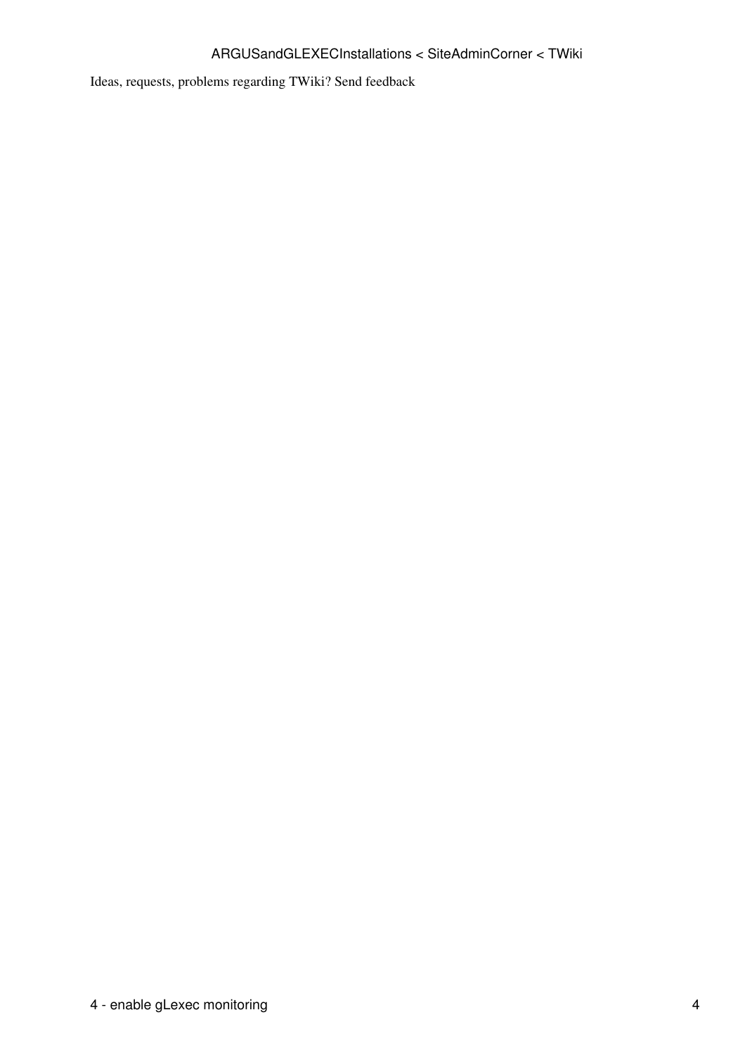Ideas, requests, problems regarding TWiki? Send feedback